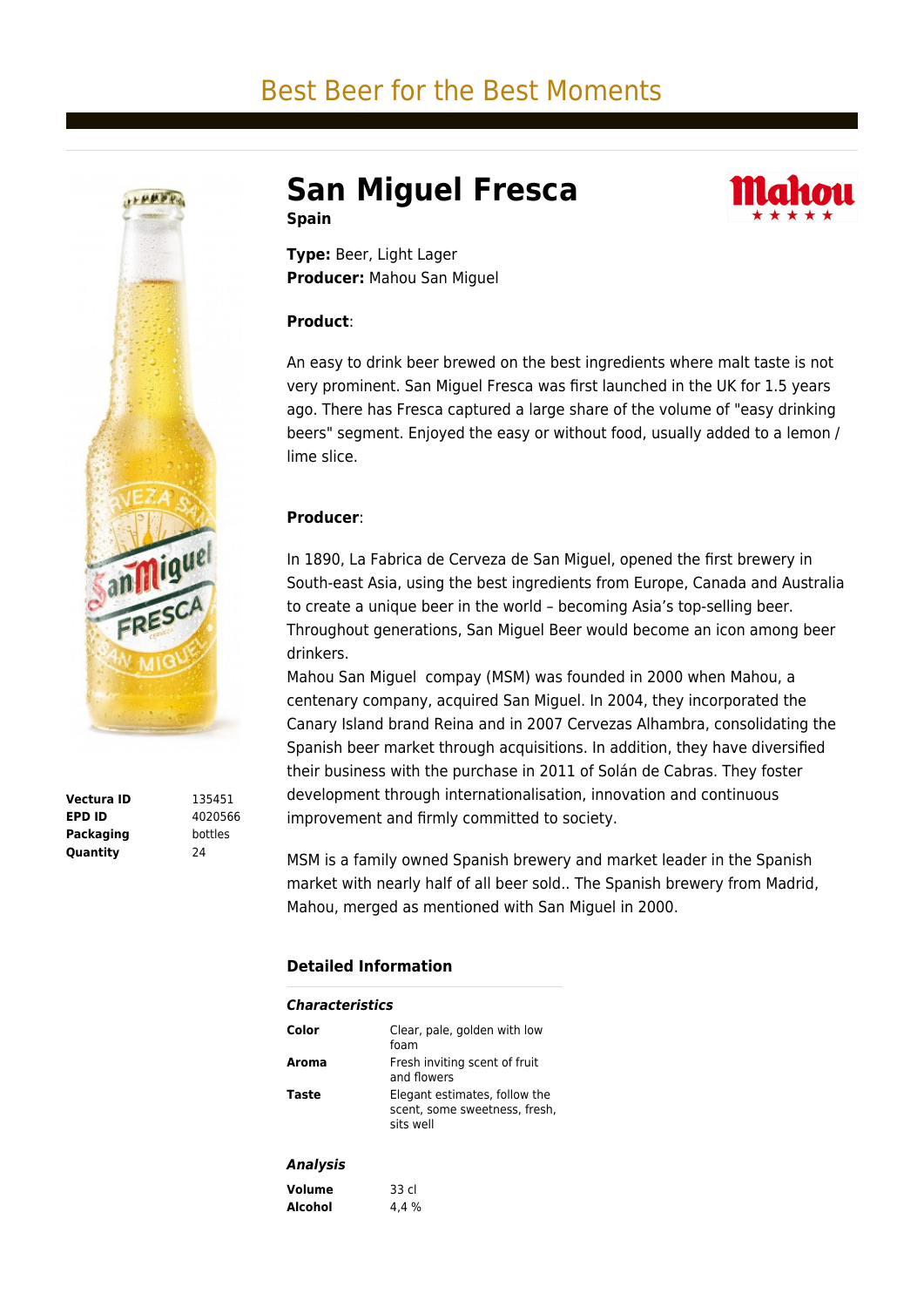# Best Beer for the Best Moments

## San Miguel Fresca

**Spain**

**Type:** Beer, Light Lager
**Producer:** Mahou San Miguel

| | |
|---|---|
| **Vectura ID** | 135451 |
| **EPD ID** | 4020566 |
| **Packaging** | bottles |
| **Quantity** | 24 |

**Product**:

An easy to drink beer brewed on the best ingredients where malt taste is not very prominent. San Miguel Fresca was first launched in the UK for 1.5 years ago. There has Fresca captured a large share of the volume of "easy drinking beers" segment. Enjoyed the easy or without food, usually added to a lemon / lime slice.

**Producer**:

In 1890, La Fabrica de Cerveza de San Miguel, opened the first brewery in South-east Asia, using the best ingredients from Europe, Canada and Australia to create a unique beer in the world – becoming Asia's top-selling beer. Throughout generations, San Miguel Beer would become an icon among beer drinkers.
Mahou San Miguel compay (MSM) was founded in 2000 when Mahou, a centenary company, acquired San Miguel. In 2004, they incorporated the Canary Island brand Reina and in 2007 Cervezas Alhambra, consolidating the Spanish beer market through acquisitions. In addition, they have diversified their business with the purchase in 2011 of Solán de Cabras. They foster development through internationalisation, innovation and continuous improvement and firmly committed to society.

MSM is a family owned Spanish brewery and market leader in the Spanish market with nearly half of all beer sold.. The Spanish brewery from Madrid, Mahou, merged as mentioned with San Miguel in 2000.

### Detailed Information

***Characteristics***

| | |
|---|---|
| **Color** | Clear, pale, golden with low foam |
| **Aroma** | Fresh inviting scent of fruit and flowers |
| **Taste** | Elegant estimates, follow the scent, some sweetness, fresh, sits well |

***Analysis***

| | |
|---|---|
| **Volume** | 33 cl |
| **Alcohol** | 4,4 % |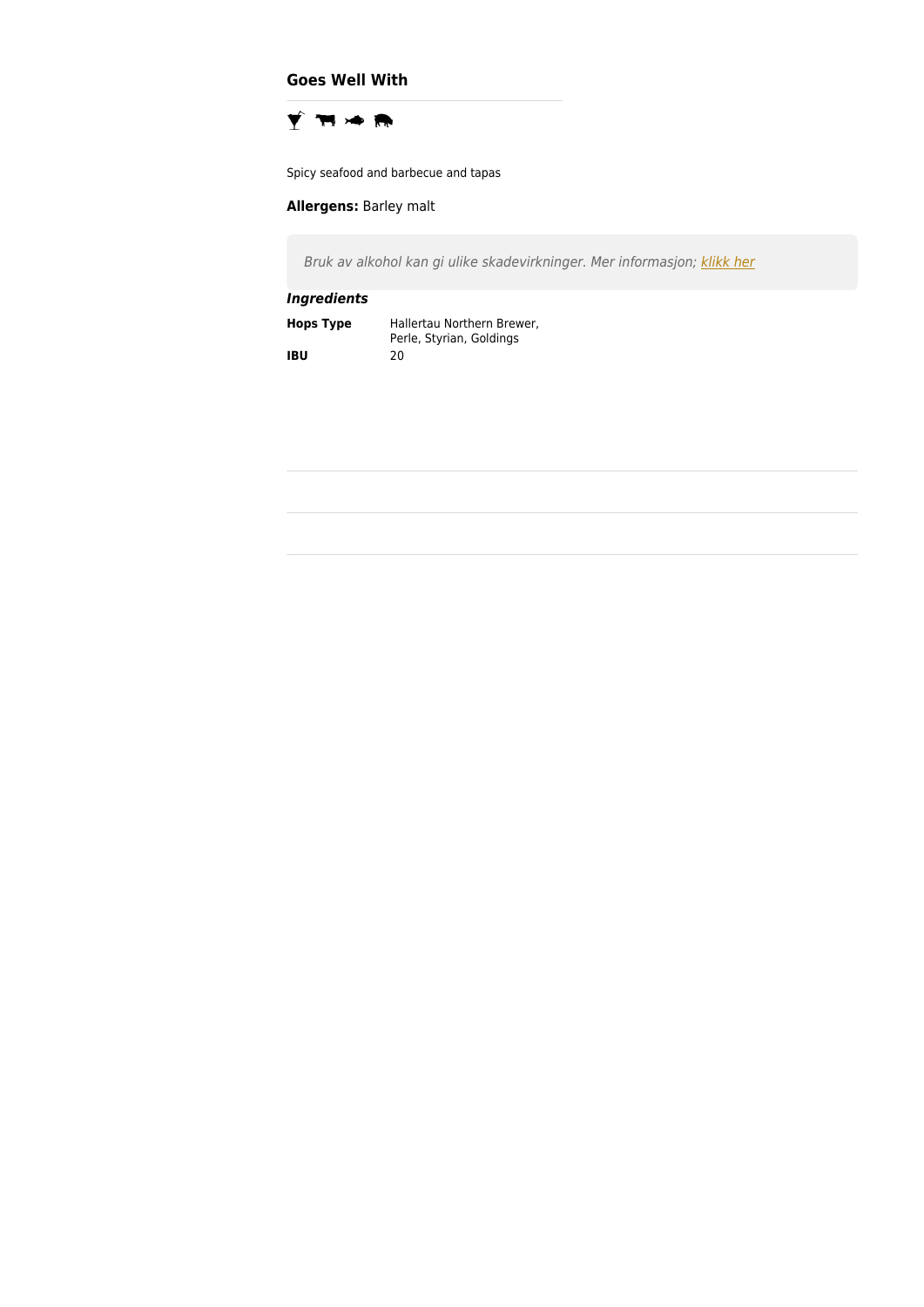## Goes Well With

Spicy seafood and barbecue and tapas

**Allergens:** Barley malt

*Bruk av alkohol kan gi ulike skadevirkninger. Mer informasjon; klikk her*

***Ingredients***

| | |
|---|---|
| **Hops Type** | Hallertau Northern Brewer, Perle, Styrian, Goldings |
| **IBU** | 20 |